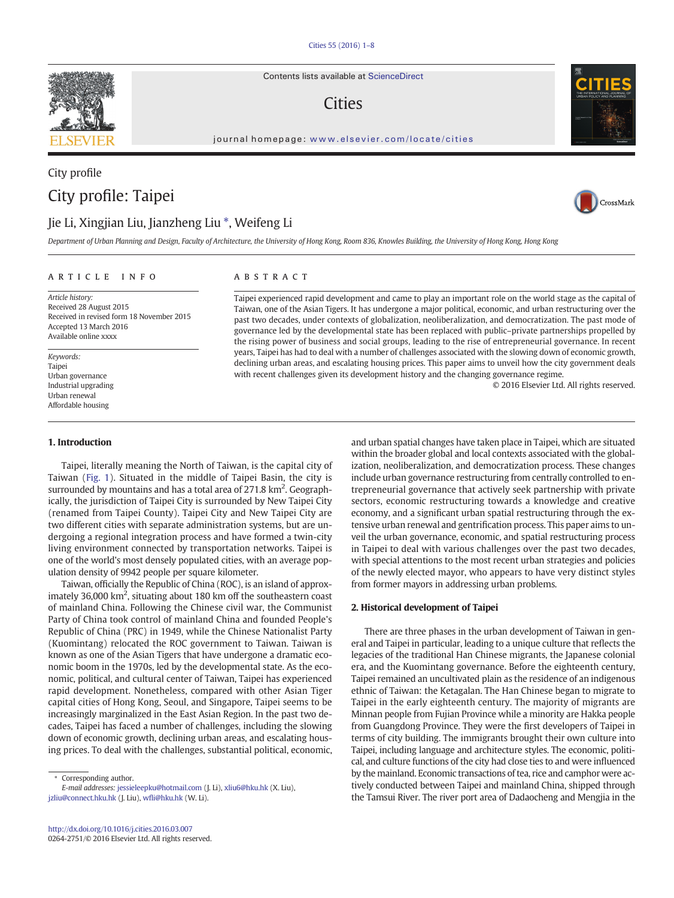City profile

# City profile: Taipei

Jie Li, Xingjian Liu, Jianzheng Liu *, Weifeng Li

*Department of Urban Planning and Design, Faculty of Architecture, the University of Hong Kong, Room 836, Knowles Building, the University of Hong Kong, Hong Kong*

**ARTICLE INFO**

*Article history:*
Received 28 August 2015
Received in revised form 18 November 2015
Accepted 13 March 2016
Available online xxxx

*Keywords:*
Taipei
Urban governance
Industrial upgrading
Urban renewal
Affordable housing

**ABSTRACT**

Taipei experienced rapid development and came to play an important role on the world stage as the capital of Taiwan, one of the Asian Tigers. It has undergone a major political, economic, and urban restructuring over the past two decades, under contexts of globalization, neoliberalization, and democratization. The past mode of governance led by the developmental state has been replaced with public–private partnerships propelled by the rising power of business and social groups, leading to the rise of entrepreneurial governance. In recent years, Taipei has had to deal with a number of challenges associated with the slowing down of economic growth, declining urban areas, and escalating housing prices. This paper aims to unveil how the city government deals with recent challenges given its development history and the changing governance regime.

© 2016 Elsevier Ltd. All rights reserved.

## 1. Introduction

Taipei, literally meaning the North of Taiwan, is the capital city of Taiwan (Fig. 1). Situated in the middle of Taipei Basin, the city is surrounded by mountains and has a total area of 271.8 km$^2$. Geographically, the jurisdiction of Taipei City is surrounded by New Taipei City (renamed from Taipei County). Taipei City and New Taipei City are two different cities with separate administration systems, but are undergoing a regional integration process and have formed a twin-city living environment connected by transportation networks. Taipei is one of the world's most densely populated cities, with an average population density of 9942 people per square kilometer.

Taiwan, officially the Republic of China (ROC), is an island of approximately 36,000 km$^2$, situating about 180 km off the southeastern coast of mainland China. Following the Chinese civil war, the Communist Party of China took control of mainland China and founded People's Republic of China (PRC) in 1949, while the Chinese Nationalist Party (Kuomintang) relocated the ROC government to Taiwan. Taiwan is known as one of the Asian Tigers that have undergone a dramatic economic boom in the 1970s, led by the developmental state. As the economic, political, and cultural center of Taiwan, Taipei has experienced rapid development. Nonetheless, compared with other Asian Tiger capital cities of Hong Kong, Seoul, and Singapore, Taipei seems to be increasingly marginalized in the East Asian Region. In the past two decades, Taipei has faced a number of challenges, including the slowing down of economic growth, declining urban areas, and escalating housing prices. To deal with the challenges, substantial political, economic, and urban spatial changes have taken place in Taipei, which are situated within the broader global and local contexts associated with the globalization, neoliberalization, and democratization process. These changes include urban governance restructuring from centrally controlled to entrepreneurial governance that actively seek partnership with private sectors, economic restructuring towards a knowledge and creative economy, and a significant urban spatial restructuring through the extensive urban renewal and gentrification process. This paper aims to unveil the urban governance, economic, and spatial restructuring process in Taipei to deal with various challenges over the past two decades, with special attentions to the most recent urban strategies and policies of the newly elected mayor, who appears to have very distinct styles from former mayors in addressing urban problems.

## 2. Historical development of Taipei

There are three phases in the urban development of Taiwan in general and Taipei in particular, leading to a unique culture that reflects the legacies of the traditional Han Chinese migrants, the Japanese colonial era, and the Kuomintang governance. Before the eighteenth century, Taipei remained an uncultivated plain as the residence of an indigenous ethnic of Taiwan: the Ketagalan. The Han Chinese began to migrate to Taipei in the early eighteenth century. The majority of migrants are Minnan people from Fujian Province while a minority are Hakka people from Guangdong Province. They were the first developers of Taipei in terms of city building. The immigrants brought their own culture into Taipei, including language and architecture styles. The economic, political, and culture functions of the city had close ties to and were influenced by the mainland. Economic transactions of tea, rice and camphor were actively conducted between Taipei and mainland China, shipped through the Tamsui River. The river port area of Dadaocheng and Mengjia in the

* Corresponding author.
*E-mail addresses:* jessieleepku@hotmail.com (J. Li), xliu6@hku.hk (X. Liu), jzliu@connect.hku.hk (J. Liu), wfli@hku.hk (W. Li).

http://dx.doi.org/10.1016/j.cities.2016.03.007
0264-2751/© 2016 Elsevier Ltd. All rights reserved.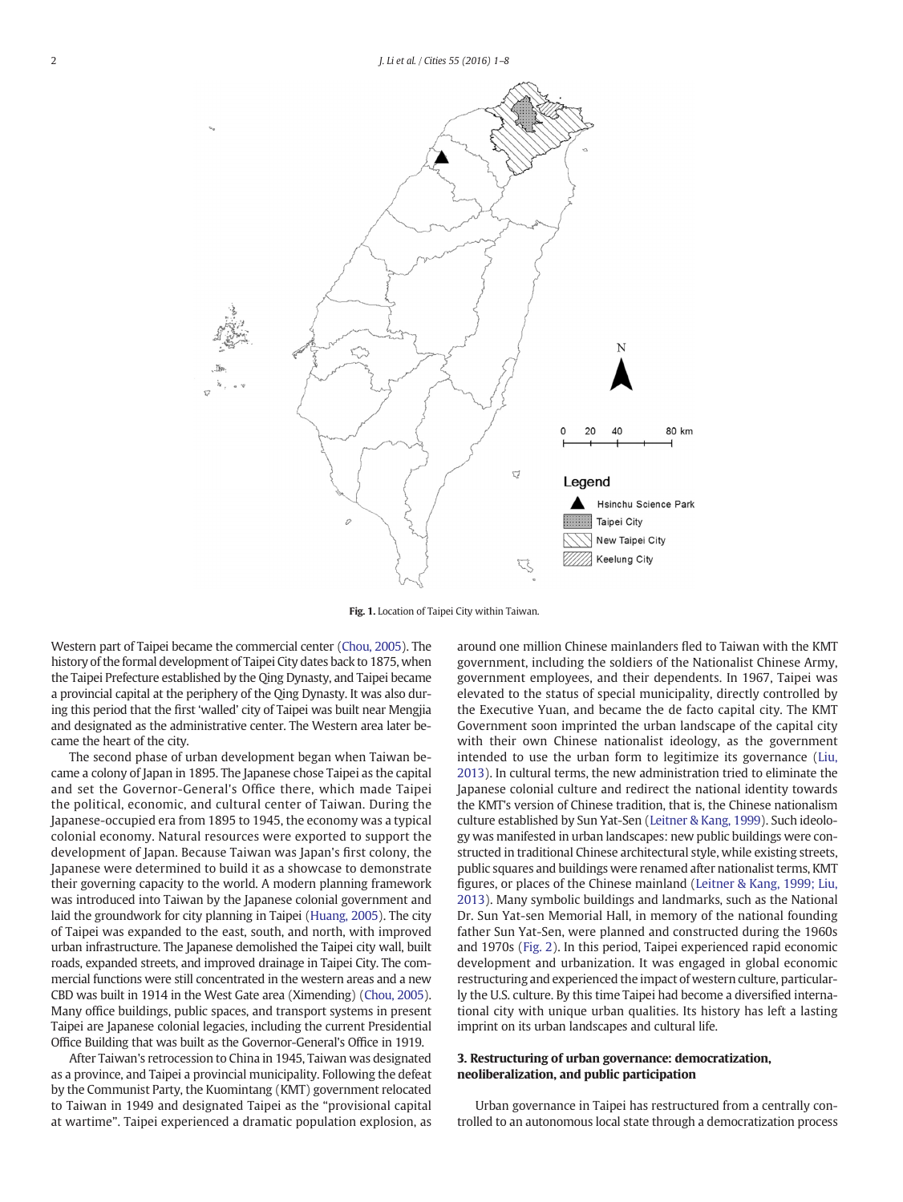Fig. 1. Location of Taipei City within Taiwan.

Western part of Taipei became the commercial center (Chou, 2005). The history of the formal development of Taipei City dates back to 1875, when the Taipei Prefecture established by the Qing Dynasty, and Taipei became a provincial capital at the periphery of the Qing Dynasty. It was also during this period that the first 'walled' city of Taipei was built near Mengjia and designated as the administrative center. The Western area later became the heart of the city.

The second phase of urban development began when Taiwan became a colony of Japan in 1895. The Japanese chose Taipei as the capital and set the Governor-General's Office there, which made Taipei the political, economic, and cultural center of Taiwan. During the Japanese-occupied era from 1895 to 1945, the economy was a typical colonial economy. Natural resources were exported to support the development of Japan. Because Taiwan was Japan's first colony, the Japanese were determined to build it as a showcase to demonstrate their governing capacity to the world. A modern planning framework was introduced into Taiwan by the Japanese colonial government and laid the groundwork for city planning in Taipei (Huang, 2005). The city of Taipei was expanded to the east, south, and north, with improved urban infrastructure. The Japanese demolished the Taipei city wall, built roads, expanded streets, and improved drainage in Taipei City. The commercial functions were still concentrated in the western areas and a new CBD was built in 1914 in the West Gate area (Ximending) (Chou, 2005). Many office buildings, public spaces, and transport systems in present Taipei are Japanese colonial legacies, including the current Presidential Office Building that was built as the Governor-General's Office in 1919.

After Taiwan's retrocession to China in 1945, Taiwan was designated as a province, and Taipei a provincial municipality. Following the defeat by the Communist Party, the Kuomintang (KMT) government relocated to Taiwan in 1949 and designated Taipei as the "provisional capital at wartime". Taipei experienced a dramatic population explosion, as around one million Chinese mainlanders fled to Taiwan with the KMT government, including the soldiers of the Nationalist Chinese Army, government employees, and their dependents. In 1967, Taipei was elevated to the status of special municipality, directly controlled by the Executive Yuan, and became the de facto capital city. The KMT Government soon imprinted the urban landscape of the capital city with their own Chinese nationalist ideology, as the government intended to use the urban form to legitimize its governance (Liu, 2013). In cultural terms, the new administration tried to eliminate the Japanese colonial culture and redirect the national identity towards the KMT's version of Chinese tradition, that is, the Chinese nationalism culture established by Sun Yat-Sen (Leitner & Kang, 1999). Such ideology was manifested in urban landscapes: new public buildings were constructed in traditional Chinese architectural style, while existing streets, public squares and buildings were renamed after nationalist terms, KMT figures, or places of the Chinese mainland (Leitner & Kang, 1999; Liu, 2013). Many symbolic buildings and landmarks, such as the National Dr. Sun Yat-sen Memorial Hall, in memory of the national founding father Sun Yat-Sen, were planned and constructed during the 1960s and 1970s (Fig. 2). In this period, Taipei experienced rapid economic development and urbanization. It was engaged in global economic restructuring and experienced the impact of western culture, particularly the U.S. culture. By this time Taipei had become a diversified international city with unique urban qualities. Its history has left a lasting imprint on its urban landscapes and cultural life.

## 3. Restructuring of urban governance: democratization, neoliberalization, and public participation

Urban governance in Taipei has restructured from a centrally controlled to an autonomous local state through a democratization process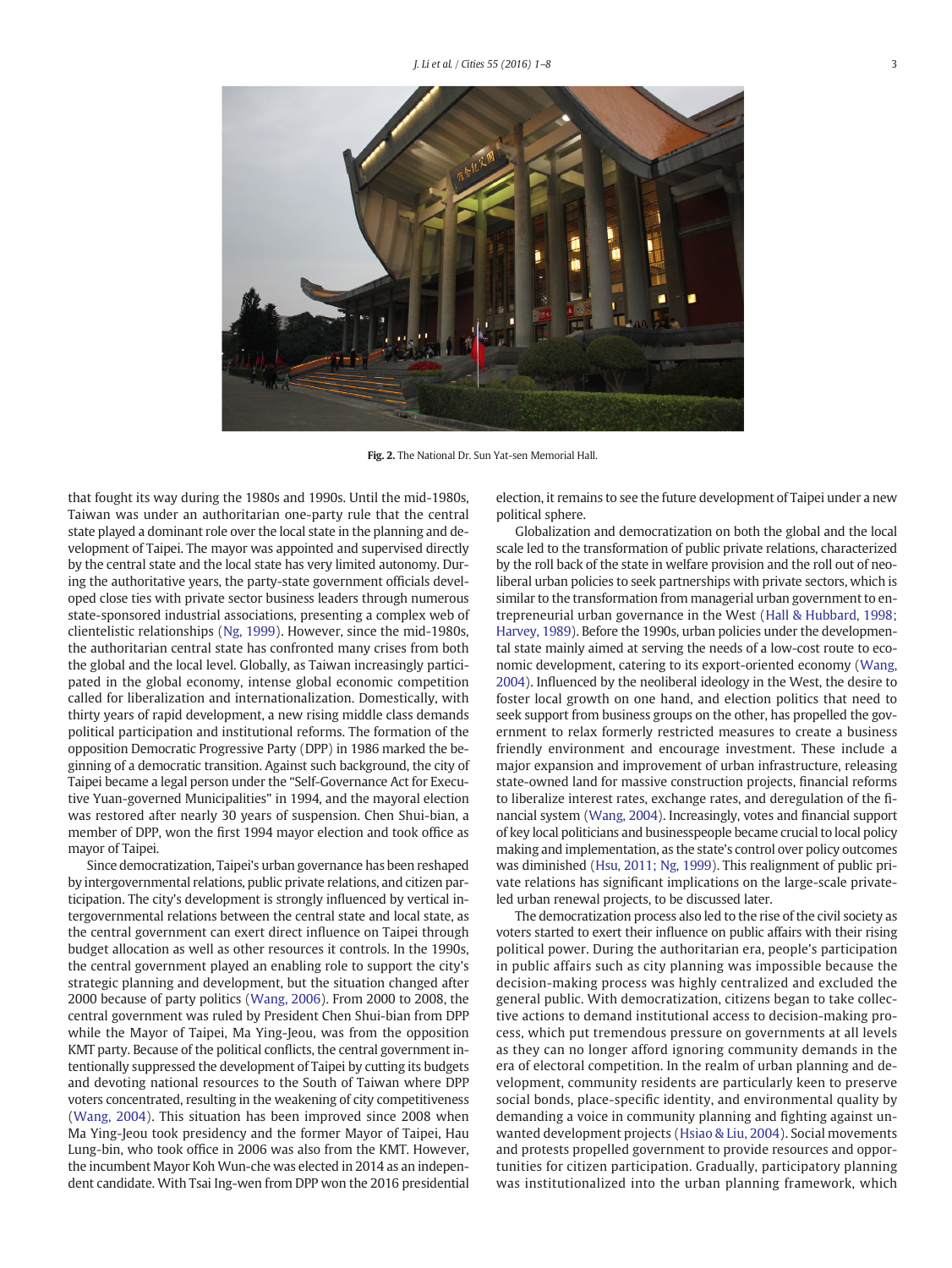Fig. 2. The National Dr. Sun Yat-sen Memorial Hall.

that fought its way during the 1980s and 1990s. Until the mid-1980s, Taiwan was under an authoritarian one-party rule that the central state played a dominant role over the local state in the planning and development of Taipei. The mayor was appointed and supervised directly by the central state and the local state has very limited autonomy. During the authoritative years, the party-state government officials developed close ties with private sector business leaders through numerous state-sponsored industrial associations, presenting a complex web of clientelistic relationships (Ng, 1999). However, since the mid-1980s, the authoritarian central state has confronted many crises from both the global and the local level. Globally, as Taiwan increasingly participated in the global economy, intense global economic competition called for liberalization and internationalization. Domestically, with thirty years of rapid development, a new rising middle class demands political participation and institutional reforms. The formation of the opposition Democratic Progressive Party (DPP) in 1986 marked the beginning of a democratic transition. Against such background, the city of Taipei became a legal person under the "Self-Governance Act for Executive Yuan-governed Municipalities" in 1994, and the mayoral election was restored after nearly 30 years of suspension. Chen Shui-bian, a member of DPP, won the first 1994 mayor election and took office as mayor of Taipei.

Since democratization, Taipei's urban governance has been reshaped by intergovernmental relations, public private relations, and citizen participation. The city's development is strongly influenced by vertical intergovernmental relations between the central state and local state, as the central government can exert direct influence on Taipei through budget allocation as well as other resources it controls. In the 1990s, the central government played an enabling role to support the city's strategic planning and development, but the situation changed after 2000 because of party politics (Wang, 2006). From 2000 to 2008, the central government was ruled by President Chen Shui-bian from DPP while the Mayor of Taipei, Ma Ying-Jeou, was from the opposition KMT party. Because of the political conflicts, the central government intentionally suppressed the development of Taipei by cutting its budgets and devoting national resources to the South of Taiwan where DPP voters concentrated, resulting in the weakening of city competitiveness (Wang, 2004). This situation has been improved since 2008 when Ma Ying-Jeou took presidency and the former Mayor of Taipei, Hau Lung-bin, who took office in 2006 was also from the KMT. However, the incumbent Mayor Koh Wun-che was elected in 2014 as an independent candidate. With Tsai Ing-wen from DPP won the 2016 presidential election, it remains to see the future development of Taipei under a new political sphere.

Globalization and democratization on both the global and the local scale led to the transformation of public private relations, characterized by the roll back of the state in welfare provision and the roll out of neoliberal urban policies to seek partnerships with private sectors, which is similar to the transformation from managerial urban government to entrepreneurial urban governance in the West (Hall & Hubbard, 1998; Harvey, 1989). Before the 1990s, urban policies under the developmental state mainly aimed at serving the needs of a low-cost route to economic development, catering to its export-oriented economy (Wang, 2004). Influenced by the neoliberal ideology in the West, the desire to foster local growth on one hand, and election politics that need to seek support from business groups on the other, has propelled the government to relax formerly restricted measures to create a business friendly environment and encourage investment. These include a major expansion and improvement of urban infrastructure, releasing state-owned land for massive construction projects, financial reforms to liberalize interest rates, exchange rates, and deregulation of the financial system (Wang, 2004). Increasingly, votes and financial support of key local politicians and businesspeople became crucial to local policy making and implementation, as the state's control over policy outcomes was diminished (Hsu, 2011; Ng, 1999). This realignment of public private relations has significant implications on the large-scale private-led urban renewal projects, to be discussed later.

The democratization process also led to the rise of the civil society as voters started to exert their influence on public affairs with their rising political power. During the authoritarian era, people's participation in public affairs such as city planning was impossible because the decision-making process was highly centralized and excluded the general public. With democratization, citizens began to take collective actions to demand institutional access to decision-making process, which put tremendous pressure on governments at all levels as they can no longer afford ignoring community demands in the era of electoral competition. In the realm of urban planning and development, community residents are particularly keen to preserve social bonds, place-specific identity, and environmental quality by demanding a voice in community planning and fighting against unwanted development projects (Hsiao & Liu, 2004). Social movements and protests propelled government to provide resources and opportunities for citizen participation. Gradually, participatory planning was institutionalized into the urban planning framework, which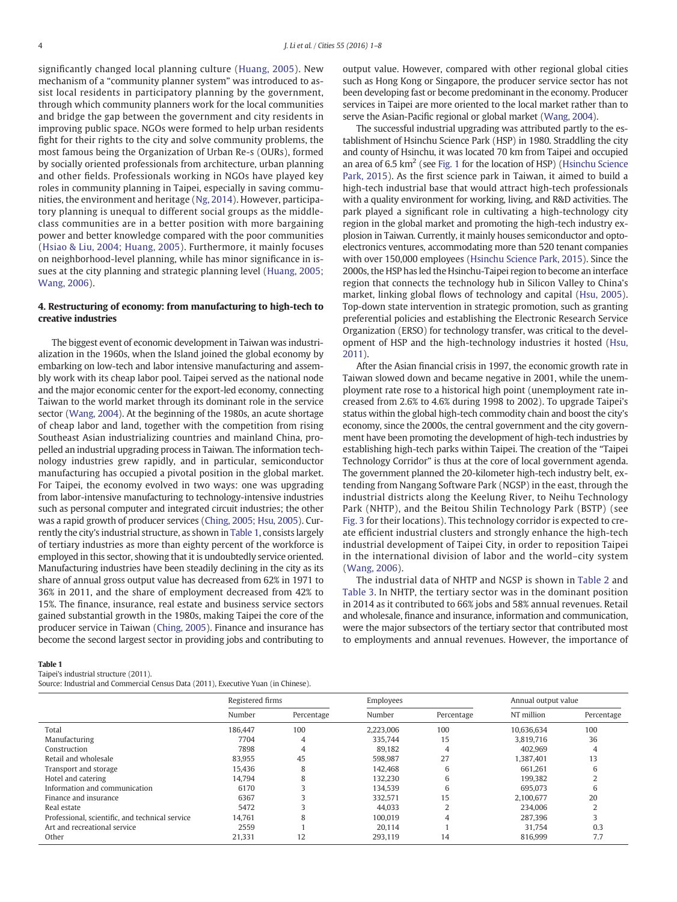significantly changed local planning culture (Huang, 2005). New mechanism of a "community planner system" was introduced to assist local residents in participatory planning by the government, through which community planners work for the local communities and bridge the gap between the government and city residents in improving public space. NGOs were formed to help urban residents fight for their rights to the city and solve community problems, the most famous being the Organization of Urban Re-s (OURs), formed by socially oriented professionals from architecture, urban planning and other fields. Professionals working in NGOs have played key roles in community planning in Taipei, especially in saving communities, the environment and heritage (Ng, 2014). However, participatory planning is unequal to different social groups as the middle-class communities are in a better position with more bargaining power and better knowledge compared with the poor communities (Hsiao & Liu, 2004; Huang, 2005). Furthermore, it mainly focuses on neighborhood-level planning, while has minor significance in issues at the city planning and strategic planning level (Huang, 2005; Wang, 2006).

## 4. Restructuring of economy: from manufacturing to high-tech to creative industries

The biggest event of economic development in Taiwan was industrialization in the 1960s, when the Island joined the global economy by embarking on low-tech and labor intensive manufacturing and assembly work with its cheap labor pool. Taipei served as the national node and the major economic center for the export-led economy, connecting Taiwan to the world market through its dominant role in the service sector (Wang, 2004). At the beginning of the 1980s, an acute shortage of cheap labor and land, together with the competition from rising Southeast Asian industrializing countries and mainland China, propelled an industrial upgrading process in Taiwan. The information technology industries grew rapidly, and in particular, semiconductor manufacturing has occupied a pivotal position in the global market. For Taipei, the economy evolved in two ways: one was upgrading from labor-intensive manufacturing to technology-intensive industries such as personal computer and integrated circuit industries; the other was a rapid growth of producer services (Ching, 2005; Hsu, 2005). Currently the city's industrial structure, as shown in Table 1, consists largely of tertiary industries as more than eighty percent of the workforce is employed in this sector, showing that it is undoubtedly service oriented. Manufacturing industries have been steadily declining in the city as its share of annual gross output value has decreased from 62% in 1971 to 36% in 2011, and the share of employment decreased from 42% to 15%. The finance, insurance, real estate and business service sectors gained substantial growth in the 1980s, making Taipei the core of the producer service in Taiwan (Ching, 2005). Finance and insurance has become the second largest sector in providing jobs and contributing to output value. However, compared with other regional global cities such as Hong Kong or Singapore, the producer service sector has not been developing fast or become predominant in the economy. Producer services in Taipei are more oriented to the local market rather than to serve the Asian-Pacific regional or global market (Wang, 2004).

The successful industrial upgrading was attributed partly to the establishment of Hsinchu Science Park (HSP) in 1980. Straddling the city and county of Hsinchu, it was located 70 km from Taipei and occupied an area of 6.5 km$^2$ (see Fig. 1 for the location of HSP) (Hsinchu Science Park, 2015). As the first science park in Taiwan, it aimed to build a high-tech industrial base that would attract high-tech professionals with a quality environment for working, living, and R&D activities. The park played a significant role in cultivating a high-technology city region in the global market and promoting the high-tech industry explosion in Taiwan. Currently, it mainly houses semiconductor and optoelectronics ventures, accommodating more than 520 tenant companies with over 150,000 employees (Hsinchu Science Park, 2015). Since the 2000s, the HSP has led the Hsinchu-Taipei region to become an interface region that connects the technology hub in Silicon Valley to China's market, linking global flows of technology and capital (Hsu, 2005). Top-down state intervention in strategic promotion, such as granting preferential policies and establishing the Electronic Research Service Organization (ERSO) for technology transfer, was critical to the development of HSP and the high-technology industries it hosted (Hsu, 2011).

After the Asian financial crisis in 1997, the economic growth rate in Taiwan slowed down and became negative in 2001, while the unemployment rate rose to a historical high point (unemployment rate increased from 2.6% to 4.6% during 1998 to 2002). To upgrade Taipei's status within the global high-tech commodity chain and boost the city's economy, since the 2000s, the central government and the city government have been promoting the development of high-tech industries by establishing high-tech parks within Taipei. The creation of the "Taipei Technology Corridor" is thus at the core of local government agenda. The government planned the 20-kilometer high-tech industry belt, extending from Nangang Software Park (NGSP) in the east, through the industrial districts along the Keelung River, to Neihu Technology Park (NHTP), and the Beitou Shilin Technology Park (BSTP) (see Fig. 3 for their locations). This technology corridor is expected to create efficient industrial clusters and strongly enhance the high-tech industrial development of Taipei City, in order to reposition Taipei in the international division of labor and the world–city system (Wang, 2006).

The industrial data of NHTP and NGSP is shown in Table 2 and Table 3. In NHTP, the tertiary sector was in the dominant position in 2014 as it contributed to 66% jobs and 58% annual revenues. Retail and wholesale, finance and insurance, information and communication, were the major subsectors of the tertiary sector that contributed most to employments and annual revenues. However, the importance of

**Table 1**
Taipei's industrial structure (2011).
Source: Industrial and Commercial Census Data (2011), Executive Yuan (in Chinese).

| | Registered firms | | Employees | | Annual output value | |
|---|---|---|---|---|---|---|
| | Number | Percentage | Number | Percentage | NT million | Percentage |
| Total | 186,447 | 100 | 2,223,006 | 100 | 10,636,634 | 100 |
| Manufacturing | 7704 | 4 | 335,744 | 15 | 3,819,716 | 36 |
| Construction | 7898 | 4 | 89,182 | 4 | 402,969 | 4 |
| Retail and wholesale | 83,955 | 45 | 598,987 | 27 | 1,387,401 | 13 |
| Transport and storage | 15,436 | 8 | 142,468 | 6 | 661,261 | 6 |
| Hotel and catering | 14,794 | 8 | 132,230 | 6 | 199,382 | 2 |
| Information and communication | 6170 | 3 | 134,539 | 6 | 695,073 | 6 |
| Finance and insurance | 6367 | 3 | 332,571 | 15 | 2,100,677 | 20 |
| Real estate | 5472 | 3 | 44,033 | 2 | 234,006 | 2 |
| Professional, scientific, and technical service | 14,761 | 8 | 100,019 | 4 | 287,396 | 3 |
| Art and recreational service | 2559 | 1 | 20,114 | 1 | 31,754 | 0.3 |
| Other | 21,331 | 12 | 293,119 | 14 | 816,999 | 7.7 |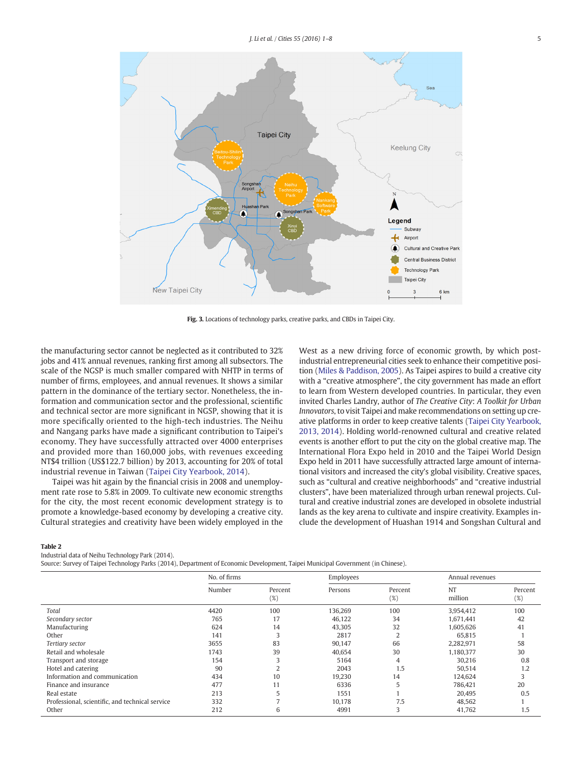Fig. 3. Locations of technology parks, creative parks, and CBDs in Taipei City.

the manufacturing sector cannot be neglected as it contributed to 32% jobs and 41% annual revenues, ranking first among all subsectors. The scale of the NGSP is much smaller compared with NHTP in terms of number of firms, employees, and annual revenues. It shows a similar pattern in the dominance of the tertiary sector. Nonetheless, the information and communication sector and the professional, scientific and technical sector are more significant in NGSP, showing that it is more specifically oriented to the high-tech industries. The Neihu and Nangang parks have made a significant contribution to Taipei's economy. They have successfully attracted over 4000 enterprises and provided more than 160,000 jobs, with revenues exceeding NT$4 trillion (US$122.7 billion) by 2013, accounting for 20% of total industrial revenue in Taiwan (Taipei City Yearbook, 2014).

Taipei was hit again by the financial crisis in 2008 and unemployment rate rose to 5.8% in 2009. To cultivate new economic strengths for the city, the most recent economic development strategy is to promote a knowledge-based economy by developing a creative city. Cultural strategies and creativity have been widely employed in the West as a new driving force of economic growth, by which post-industrial entrepreneurial cities seek to enhance their competitive position (Miles & Paddison, 2005). As Taipei aspires to build a creative city with a "creative atmosphere", the city government has made an effort to learn from Western developed countries. In particular, they even invited Charles Landry, author of *The Creative City*: *A Toolkit for Urban Innovators*, to visit Taipei and make recommendations on setting up creative platforms in order to keep creative talents (Taipei City Yearbook, 2013, 2014). Holding world-renowned cultural and creative related events is another effort to put the city on the global creative map. The International Flora Expo held in 2010 and the Taipei World Design Expo held in 2011 have successfully attracted large amount of international visitors and increased the city's global visibility. Creative spaces, such as "cultural and creative neighborhoods" and "creative industrial clusters", have been materialized through urban renewal projects. Cultural and creative industrial zones are developed in obsolete industrial lands as the key arena to cultivate and inspire creativity. Examples include the development of Huashan 1914 and Songshan Cultural and

**Table 2**
Industrial data of Neihu Technology Park (2014).
Source: Survey of Taipei Technology Parks (2014), Department of Economic Development, Taipei Municipal Government (in Chinese).

| | No. of firms | | Employees | | Annual revenues | |
|---|---|---|---|---|---|---|
| | Number | Percent (%) | Persons | Percent (%) | NT million | Percent (%) |
| *Total* | 4420 | 100 | 136,269 | 100 | 3,954,412 | 100 |
| *Secondary sector* | 765 | 17 | 46,122 | 34 | 1,671,441 | 42 |
| Manufacturing | 624 | 14 | 43,305 | 32 | 1,605,626 | 41 |
| Other | 141 | 3 | 2817 | 2 | 65,815 | 1 |
| *Tertiary sector* | 3655 | 83 | 90,147 | 66 | 2,282,971 | 58 |
| Retail and wholesale | 1743 | 39 | 40,654 | 30 | 1,180,377 | 30 |
| Transport and storage | 154 | 3 | 5164 | 4 | 30,216 | 0.8 |
| Hotel and catering | 90 | 2 | 2043 | 1.5 | 50,514 | 1.2 |
| Information and communication | 434 | 10 | 19,230 | 14 | 124,624 | 3 |
| Finance and insurance | 477 | 11 | 6336 | 5 | 786,421 | 20 |
| Real estate | 213 | 5 | 1551 | 1 | 20,495 | 0.5 |
| Professional, scientific, and technical service | 332 | 7 | 10,178 | 7.5 | 48,562 | 1 |
| Other | 212 | 6 | 4991 | 3 | 41,762 | 1.5 |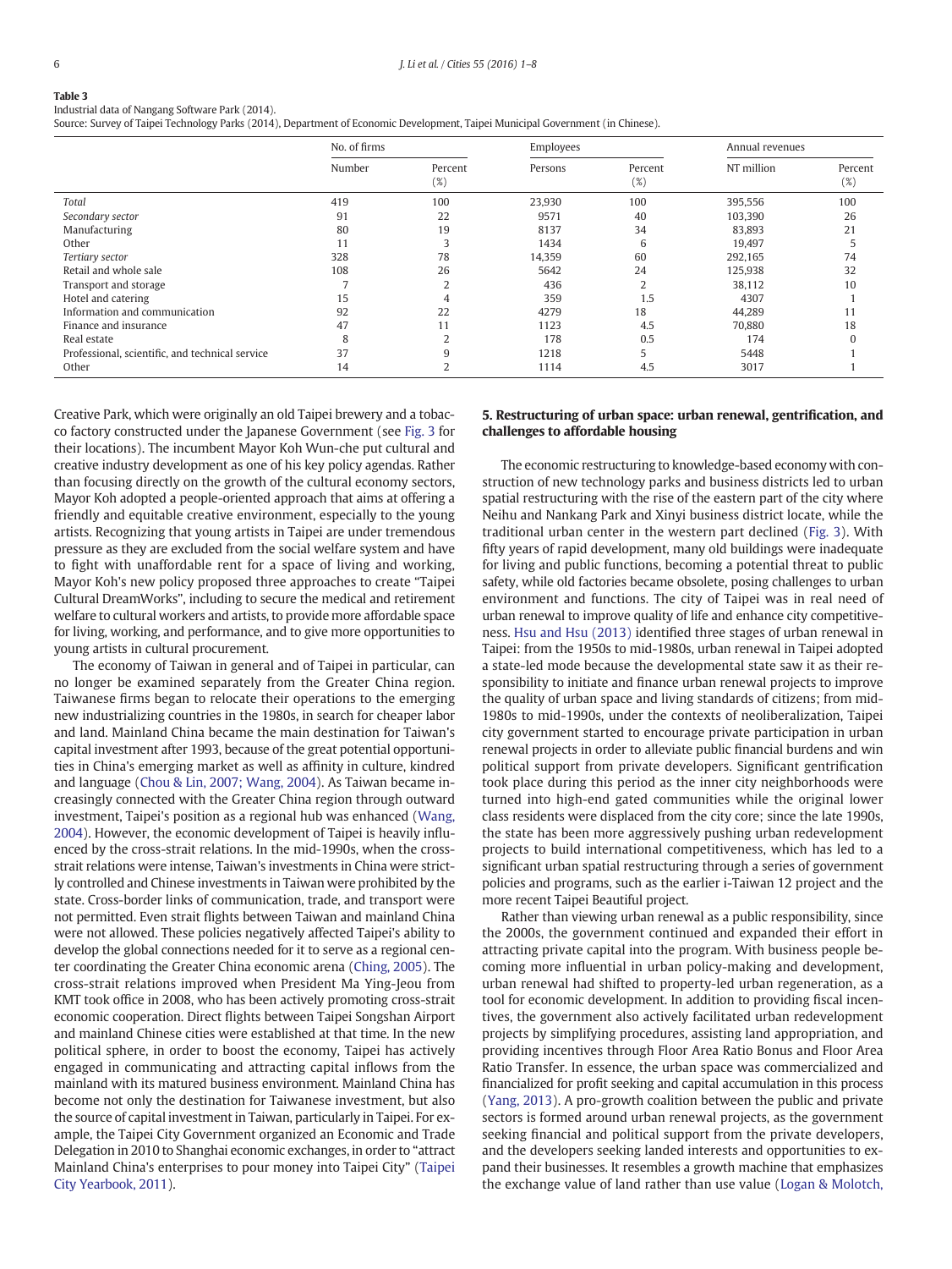**Table 3**
Industrial data of Nangang Software Park (2014).
Source: Survey of Taipei Technology Parks (2014), Department of Economic Development, Taipei Municipal Government (in Chinese).

| | No. of firms | | Employees | | Annual revenues | |
|---|---|---|---|---|---|---|
| | Number | Percent (%) | Persons | Percent (%) | NT million | Percent (%) |
| *Total* | 419 | 100 | 23,930 | 100 | 395,556 | 100 |
| *Secondary sector* | 91 | 22 | 9571 | 40 | 103,390 | 26 |
| Manufacturing | 80 | 19 | 8137 | 34 | 83,893 | 21 |
| Other | 11 | 3 | 1434 | 6 | 19,497 | 5 |
| *Tertiary sector* | 328 | 78 | 14,359 | 60 | 292,165 | 74 |
| Retail and whole sale | 108 | 26 | 5642 | 24 | 125,938 | 32 |
| Transport and storage | 7 | 2 | 436 | 2 | 38,112 | 10 |
| Hotel and catering | 15 | 4 | 359 | 1.5 | 4307 | 1 |
| Information and communication | 92 | 22 | 4279 | 18 | 44,289 | 11 |
| Finance and insurance | 47 | 11 | 1123 | 4.5 | 70,880 | 18 |
| Real estate | 8 | 2 | 178 | 0.5 | 174 | 0 |
| Professional, scientific, and technical service | 37 | 9 | 1218 | 5 | 5448 | 1 |
| Other | 14 | 2 | 1114 | 4.5 | 3017 | 1 |

Creative Park, which were originally an old Taipei brewery and a tobacco factory constructed under the Japanese Government (see Fig. 3 for their locations). The incumbent Mayor Koh Wun-che put cultural and creative industry development as one of his key policy agendas. Rather than focusing directly on the growth of the cultural economy sectors, Mayor Koh adopted a people-oriented approach that aims at offering a friendly and equitable creative environment, especially to the young artists. Recognizing that young artists in Taipei are under tremendous pressure as they are excluded from the social welfare system and have to fight with unaffordable rent for a space of living and working, Mayor Koh's new policy proposed three approaches to create "Taipei Cultural DreamWorks", including to secure the medical and retirement welfare to cultural workers and artists, to provide more affordable space for living, working, and performance, and to give more opportunities to young artists in cultural procurement.

The economy of Taiwan in general and of Taipei in particular, can no longer be examined separately from the Greater China region. Taiwanese firms began to relocate their operations to the emerging new industrializing countries in the 1980s, in search for cheaper labor and land. Mainland China became the main destination for Taiwan's capital investment after 1993, because of the great potential opportunities in China's emerging market as well as affinity in culture, kindred and language (Chou & Lin, 2007; Wang, 2004). As Taiwan became increasingly connected with the Greater China region through outward investment, Taipei's position as a regional hub was enhanced (Wang, 2004). However, the economic development of Taipei is heavily influenced by the cross-strait relations. In the mid-1990s, when the cross-strait relations were intense, Taiwan's investments in China were strictly controlled and Chinese investments in Taiwan were prohibited by the state. Cross-border links of communication, trade, and transport were not permitted. Even strait flights between Taiwan and mainland China were not allowed. These policies negatively affected Taipei's ability to develop the global connections needed for it to serve as a regional center coordinating the Greater China economic arena (Ching, 2005). The cross-strait relations improved when President Ma Ying-Jeou from KMT took office in 2008, who has been actively promoting cross-strait economic cooperation. Direct flights between Taipei Songshan Airport and mainland Chinese cities were established at that time. In the new political sphere, in order to boost the economy, Taipei has actively engaged in communicating and attracting capital inflows from the mainland with its matured business environment. Mainland China has become not only the destination for Taiwanese investment, but also the source of capital investment in Taiwan, particularly in Taipei. For example, the Taipei City Government organized an Economic and Trade Delegation in 2010 to Shanghai economic exchanges, in order to "attract Mainland China's enterprises to pour money into Taipei City" (Taipei City Yearbook, 2011).

## 5. Restructuring of urban space: urban renewal, gentrification, and challenges to affordable housing

The economic restructuring to knowledge-based economy with construction of new technology parks and business districts led to urban spatial restructuring with the rise of the eastern part of the city where Neihu and Nankang Park and Xinyi business district locate, while the traditional urban center in the western part declined (Fig. 3). With fifty years of rapid development, many old buildings were inadequate for living and public functions, becoming a potential threat to public safety, while old factories became obsolete, posing challenges to urban environment and functions. The city of Taipei was in real need of urban renewal to improve quality of life and enhance city competitiveness. Hsu and Hsu (2013) identified three stages of urban renewal in Taipei: from the 1950s to mid-1980s, urban renewal in Taipei adopted a state-led mode because the developmental state saw it as their responsibility to initiate and finance urban renewal projects to improve the quality of urban space and living standards of citizens; from mid-1980s to mid-1990s, under the contexts of neoliberalization, Taipei city government started to encourage private participation in urban renewal projects in order to alleviate public financial burdens and win political support from private developers. Significant gentrification took place during this period as the inner city neighborhoods were turned into high-end gated communities while the original lower class residents were displaced from the city core; since the late 1990s, the state has been more aggressively pushing urban redevelopment projects to build international competitiveness, which has led to a significant urban spatial restructuring through a series of government policies and programs, such as the earlier i-Taiwan 12 project and the more recent Taipei Beautiful project.

Rather than viewing urban renewal as a public responsibility, since the 2000s, the government continued and expanded their effort in attracting private capital into the program. With business people becoming more influential in urban policy-making and development, urban renewal had shifted to property-led urban regeneration, as a tool for economic development. In addition to providing fiscal incentives, the government also actively facilitated urban redevelopment projects by simplifying procedures, assisting land appropriation, and providing incentives through Floor Area Ratio Bonus and Floor Area Ratio Transfer. In essence, the urban space was commercialized and financialized for profit seeking and capital accumulation in this process (Yang, 2013). A pro-growth coalition between the public and private sectors is formed around urban renewal projects, as the government seeking financial and political support from the private developers, and the developers seeking landed interests and opportunities to expand their businesses. It resembles a growth machine that emphasizes the exchange value of land rather than use value (Logan & Molotch,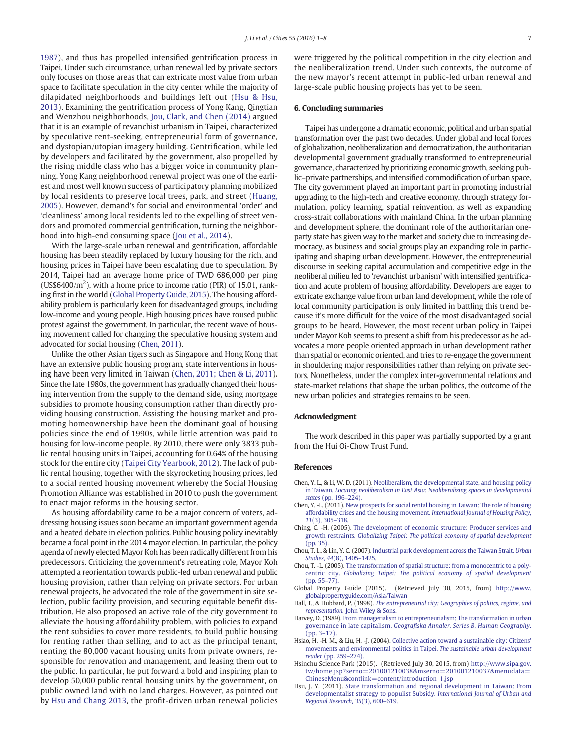1987), and thus has propelled intensified gentrification process in Taipei. Under such circumstance, urban renewal led by private sectors only focuses on those areas that can extricate most value from urban space to facilitate speculation in the city center while the majority of dilapidated neighborhoods and buildings left out (Hsu & Hsu, 2013). Examining the gentrification process of Yong Kang, Qingtian and Wenzhou neighborhoods, Jou, Clark, and Chen (2014) argued that it is an example of revanchist urbanism in Taipei, characterized by speculative rent-seeking, entrepreneurial form of governance, and dystopian/utopian imagery building. Gentrification, while led by developers and facilitated by the government, also propelled by the rising middle class who has a bigger voice in community planning. Yong Kang neighborhood renewal project was one of the earliest and most well known success of participatory planning mobilized by local residents to preserve local trees, park, and street (Huang, 2005). However, demand's for social and environmental 'order' and 'cleanliness' among local residents led to the expelling of street vendors and promoted commercial gentrification, turning the neighborhood into high-end consuming space (Jou et al., 2014).

With the large-scale urban renewal and gentrification, affordable housing has been steadily replaced by luxury housing for the rich, and housing prices in Taipei have been escalating due to speculation. By 2014, Taipei had an average home price of TWD 686,000 per ping (US$6400/m$^2$), with a home price to income ratio (PIR) of 15.01, ranking first in the world (Global Property Guide, 2015). The housing affordability problem is particularly keen for disadvantaged groups, including low-income and young people. High housing prices have roused public protest against the government. In particular, the recent wave of housing movement called for changing the speculative housing system and advocated for social housing (Chen, 2011).

Unlike the other Asian tigers such as Singapore and Hong Kong that have an extensive public housing program, state interventions in housing have been very limited in Taiwan (Chen, 2011; Chen & Li, 2011). Since the late 1980s, the government has gradually changed their housing intervention from the supply to the demand side, using mortgage subsidies to promote housing consumption rather than directly providing housing construction. Assisting the housing market and promoting homeownership have been the dominant goal of housing policies since the end of 1990s, while little attention was paid to housing for low-income people. By 2010, there were only 3833 public rental housing units in Taipei, accounting for 0.64% of the housing stock for the entire city (Taipei City Yearbook, 2012). The lack of public rental housing, together with the skyrocketing housing prices, led to a social rented housing movement whereby the Social Housing Promotion Alliance was established in 2010 to push the government to enact major reforms in the housing sector.

As housing affordability came to be a major concern of voters, addressing housing issues soon became an important government agenda and a heated debate in election politics. Public housing policy inevitably became a focal point in the 2014 mayor election. In particular, the policy agenda of newly elected Mayor Koh has been radically different from his predecessors. Criticizing the government's retreating role, Mayor Koh attempted a reorientation towards public-led urban renewal and public housing provision, rather than relying on private sectors. For urban renewal projects, he advocated the role of the government in site selection, public facility provision, and securing equitable benefit distribution. He also proposed an active role of the city government to alleviate the housing affordability problem, with policies to expand the rent subsidies to cover more residents, to build public housing for renting rather than selling, and to act as the principal tenant, renting the 80,000 vacant housing units from private owners, responsible for renovation and management, and leasing them out to the public. In particular, he put forward a bold and inspiring plan to develop 50,000 public rental housing units by the government, on public owned land with no land charges. However, as pointed out by Hsu and Chang 2013, the profit-driven urban renewal policies were triggered by the political competition in the city election and the neoliberalization trend. Under such contexts, the outcome of the new mayor's recent attempt in public-led urban renewal and large-scale public housing projects has yet to be seen.

## 6. Concluding summaries

Taipei has undergone a dramatic economic, political and urban spatial transformation over the past two decades. Under global and local forces of globalization, neoliberalization and democratization, the authoritarian developmental government gradually transformed to entrepreneurial governance, characterized by prioritizing economic growth, seeking public–private partnerships, and intensified commodification of urban space. The city government played an important part in promoting industrial upgrading to the high-tech and creative economy, through strategy formulation, policy learning, spatial reinvention, as well as expanding cross-strait collaborations with mainland China. In the urban planning and development sphere, the dominant role of the authoritarian one-party state has given way to the market and society due to increasing democracy, as business and social groups play an expanding role in participating and shaping urban development. However, the entrepreneurial discourse in seeking capital accumulation and competitive edge in the neoliberal milieu led to 'revanchist urbanism' with intensified gentrification and acute problem of housing affordability. Developers are eager to extricate exchange value from urban land development, while the role of local community participation is only limited in battling this trend because it's more difficult for the voice of the most disadvantaged social groups to be heard. However, the most recent urban policy in Taipei under Mayor Koh seems to present a shift from his predecessor as he advocates a more people oriented approach in urban development rather than spatial or economic oriented, and tries to re-engage the government in shouldering major responsibilities rather than relying on private sectors. Nonetheless, under the complex inter-governmental relations and state-market relations that shape the urban politics, the outcome of the new urban policies and strategies remains to be seen.

## Acknowledgment

The work described in this paper was partially supported by a grant from the Hui Oi-Chow Trust Fund.

## References

Chen, Y. L., & Li, W. D. (2011). Neoliberalism, the developmental state, and housing policy in Taiwan. *Locating neoliberalism in East Asia: Neoliberalizing spaces in developmental states* (pp. 196–224).

Chen, Y. -L. (2011). New prospects for social rental housing in Taiwan: The role of housing affordability crises and the housing movement. *International Journal of Housing Policy*, *11*(3), 305–318.

Ching, C. -H. (2005). The development of economic structure: Producer services and growth restraints. *Globalizing Taipei: The political economy of spatial development* (pp. 35).

Chou, T. L., & Lin, Y. C. (2007). Industrial park development across the Taiwan Strait. *Urban Studies*, *44*(8), 1405–1425.

Chou, T. -L. (2005). The transformation of spatial structure: from a monocentric to a polycentric city. *Globalizing Taipei: The political economy of spatial development* (pp. 55–77).

Global Property Guide (2015). (Retrieved July 30, 2015, from) http://www.globalpropertyguide.com/Asia/Taiwan

Hall, T., & Hubbard, P. (1998). *The entrepreneurial city: Geographies of politics, regime, and representation.* John Wiley & Sons.

Harvey, D. (1989). From managerialism to entrepreneurialism: The transformation in urban governance in late capitalism. *Geografiska Annaler. Series B. Human Geography*. (pp. 3–17).

Hsiao, H. -H. M., & Liu, H. -J. (2004). Collective action toward a sustainable city: Citizens' movements and environmental politics in Taipei. *The sustainable urban development reader* (pp. 259–274).

Hsinchu Science Park (2015). (Retrieved July 30, 2015, from) http://www.sipa.gov.tw/home.jsp?serno=201001210038&mserno=201001210037&menudata=ChineseMenu&contlink=content/introduction_1.jsp

Hsu, J. Y. (2011). State transformation and regional development in Taiwan: From developmentalist strategy to populist Subsidy. *International Journal of Urban and Regional Research*, *35*(3), 600–619.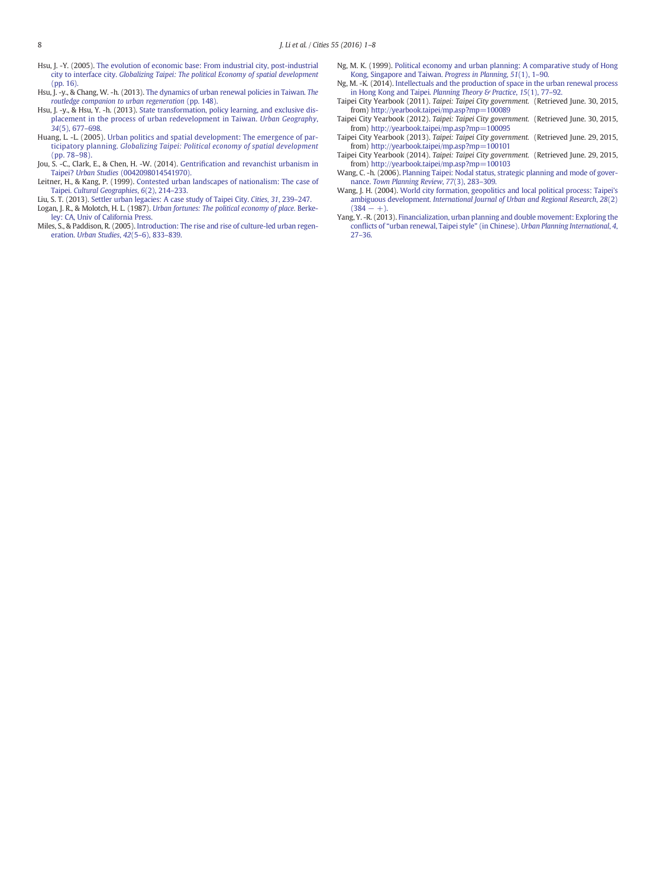Hsu, J. -Y. (2005). The evolution of economic base: From industrial city, post-industrial city to interface city. *Globalizing Taipei: The political Economy of spatial development* (pp. 16).

Hsu, J. -y., & Chang, W. -h. (2013). The dynamics of urban renewal policies in Taiwan. *The routledge companion to urban regeneration* (pp. 148).

Hsu, J. -y., & Hsu, Y. -h. (2013). State transformation, policy learning, and exclusive displacement in the process of urban redevelopment in Taiwan. *Urban Geography*, *34*(5), 677–698.

Huang, L. -L. (2005). Urban politics and spatial development: The emergence of participatory planning. *Globalizing Taipei: Political economy of spatial development* (pp. 78–98).

Jou, S. -C., Clark, E., & Chen, H. -W. (2014). Gentrification and revanchist urbanism in Taipei? *Urban Studies* (0042098014541970).

Leitner, H., & Kang, P. (1999). Contested urban landscapes of nationalism: The case of Taipei. *Cultural Geographies*, *6*(2), 214–233.

Liu, S. T. (2013). Settler urban legacies: A case study of Taipei City. *Cities*, *31*, 239–247.

Logan, J. R., & Molotch, H. L. (1987). *Urban fortunes: The political economy of place.* Berkeley: CA, Univ of California Press.

Miles, S., & Paddison, R. (2005). Introduction: The rise and rise of culture-led urban regeneration. *Urban Studies*, *42*(5–6), 833–839.

Ng, M. K. (1999). Political economy and urban planning: A comparative study of Hong Kong, Singapore and Taiwan. *Progress in Planning*, *51*(1), 1–90.

Ng, M. -K. (2014). Intellectuals and the production of space in the urban renewal process in Hong Kong and Taipei. *Planning Theory & Practice*, *15*(1), 77–92.

Taipei City Yearbook (2011). *Taipei: Taipei City government.* (Retrieved June. 30, 2015, from) http://yearbook.taipei/mp.asp?mp=100089

Taipei City Yearbook (2012). *Taipei: Taipei City government.* (Retrieved June. 30, 2015, from) http://yearbook.taipei/mp.asp?mp=100095

Taipei City Yearbook (2013). *Taipei: Taipei City government.* (Retrieved June. 29, 2015, from) http://yearbook.taipei/mp.asp?mp=100101

Taipei City Yearbook (2014). *Taipei: Taipei City government.* (Retrieved June. 29, 2015, from) http://yearbook.taipei/mp.asp?mp=100103

Wang, C. -h. (2006). Planning Taipei: Nodal status, strategic planning and mode of governance. *Town Planning Review*, *77*(3), 283–309.

Wang, J. H. (2004). World city formation, geopolitics and local political process: Taipei's ambiguous development. *International Journal of Urban and Regional Research*, *28*(2) (384 − +).

Yang, Y. -R. (2013). Financialization, urban planning and double movement: Exploring the conflicts of "urban renewal, Taipei style" (in Chinese). *Urban Planning International*, *4*, 27–36.